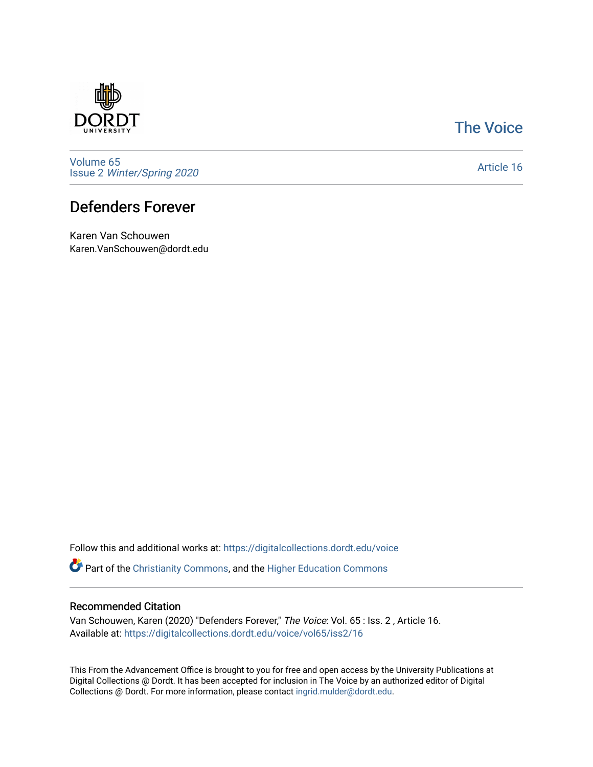The Voice

Volume 65
Issue 2 *Winter/Spring 2020*

Article 16

# Defenders Forever

Karen Van Schouwen
Karen.VanSchouwen@dordt.edu

Follow this and additional works at: https://digitalcollections.dordt.edu/voice

Part of the Christianity Commons, and the Higher Education Commons

## Recommended Citation

Van Schouwen, Karen (2020) "Defenders Forever," *The Voice*: Vol. 65 : Iss. 2 , Article 16.
Available at: https://digitalcollections.dordt.edu/voice/vol65/iss2/16

This From the Advancement Office is brought to you for free and open access by the University Publications at Digital Collections @ Dordt. It has been accepted for inclusion in The Voice by an authorized editor of Digital Collections @ Dordt. For more information, please contact ingrid.mulder@dordt.edu.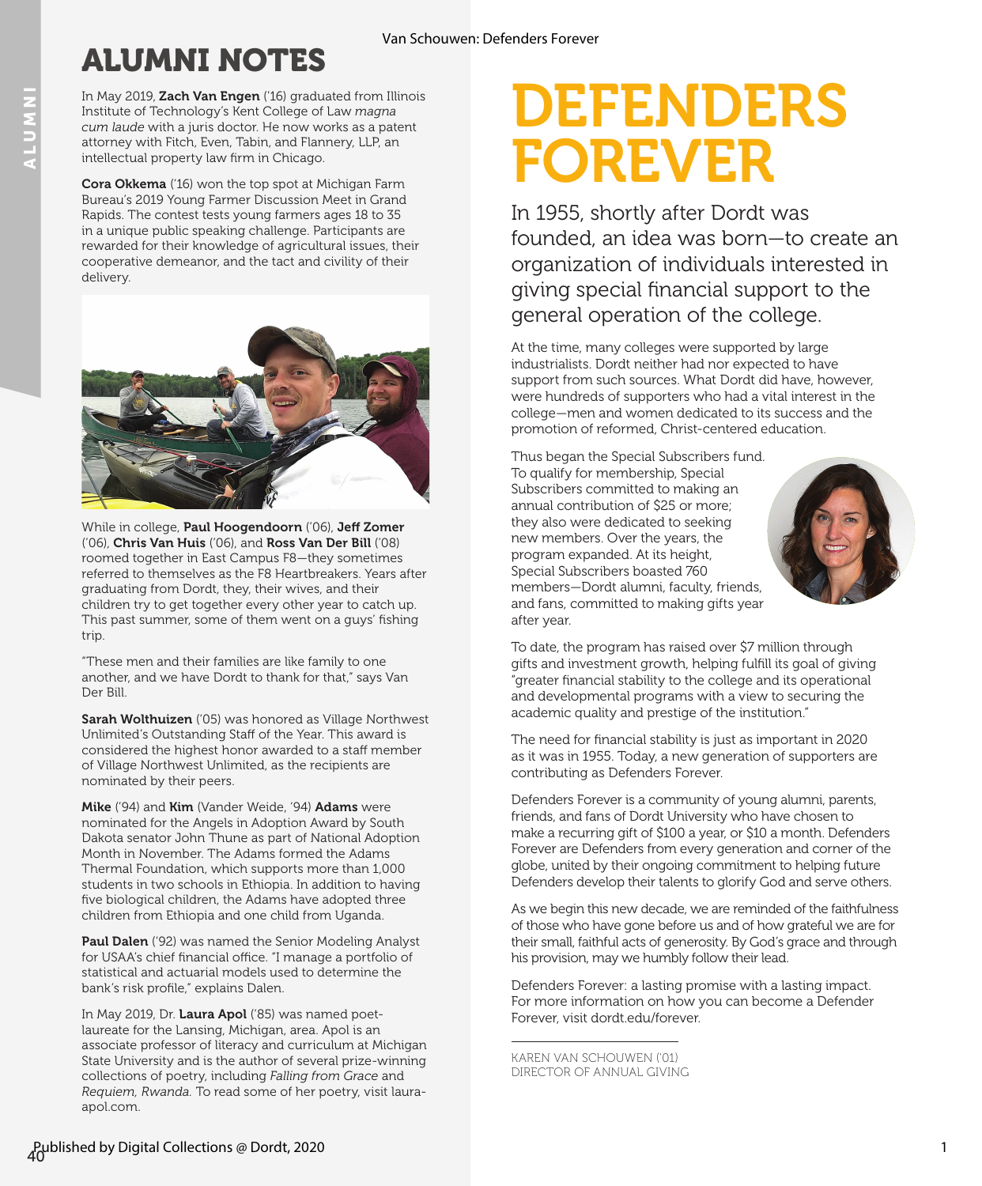# ALUMNI NOTES

In May 2019, **Zach Van Engen** ('16) graduated from Illinois Institute of Technology's Kent College of Law *magna cum laude* with a juris doctor. He now works as a patent attorney with Fitch, Even, Tabin, and Flannery, LLP, an intellectual property law firm in Chicago.

**Cora Okkema** ('16) won the top spot at Michigan Farm Bureau's 2019 Young Farmer Discussion Meet in Grand Rapids. The contest tests young farmers ages 18 to 35 in a unique public speaking challenge. Participants are rewarded for their knowledge of agricultural issues, their cooperative demeanor, and the tact and civility of their delivery.

While in college, **Paul Hoogendoorn** ('06), **Jeff Zomer** ('06), **Chris Van Huis** ('06), and **Ross Van Der Bill** ('08) roomed together in East Campus F8—they sometimes referred to themselves as the F8 Heartbreakers. Years after graduating from Dordt, they, their wives, and their children try to get together every other year to catch up. This past summer, some of them went on a guys' fishing trip.

"These men and their families are like family to one another, and we have Dordt to thank for that," says Van Der Bill.

**Sarah Wolthuizen** ('05) was honored as Village Northwest Unlimited's Outstanding Staff of the Year. This award is considered the highest honor awarded to a staff member of Village Northwest Unlimited, as the recipients are nominated by their peers.

**Mike** ('94) and **Kim** (Vander Weide, '94) **Adams** were nominated for the Angels in Adoption Award by South Dakota senator John Thune as part of National Adoption Month in November. The Adams formed the Adams Thermal Foundation, which supports more than 1,000 students in two schools in Ethiopia. In addition to having five biological children, the Adams have adopted three children from Ethiopia and one child from Uganda.

**Paul Dalen** ('92) was named the Senior Modeling Analyst for USAA's chief financial office. "I manage a portfolio of statistical and actuarial models used to determine the bank's risk profile," explains Dalen.

In May 2019, Dr. **Laura Apol** ('85) was named poet-laureate for the Lansing, Michigan, area. Apol is an associate professor of literacy and curriculum at Michigan State University and is the author of several prize-winning collections of poetry, including *Falling from Grace* and *Requiem, Rwanda*. To read some of her poetry, visit laura-apol.com.

# DEFENDERS FOREVER

In 1955, shortly after Dordt was founded, an idea was born—to create an organization of individuals interested in giving special financial support to the general operation of the college.

At the time, many colleges were supported by large industrialists. Dordt neither had nor expected to have support from such sources. What Dordt did have, however, were hundreds of supporters who had a vital interest in the college—men and women dedicated to its success and the promotion of reformed, Christ-centered education.

Thus began the Special Subscribers fund. To qualify for membership, Special Subscribers committed to making an annual contribution of $25 or more; they also were dedicated to seeking new members. Over the years, the program expanded. At its height, Special Subscribers boasted 760 members—Dordt alumni, faculty, friends, and fans, committed to making gifts year after year.

To date, the program has raised over $7 million through gifts and investment growth, helping fulfill its goal of giving "greater financial stability to the college and its operational and developmental programs with a view to securing the academic quality and prestige of the institution."

The need for financial stability is just as important in 2020 as it was in 1955. Today, a new generation of supporters are contributing as Defenders Forever.

Defenders Forever is a community of young alumni, parents, friends, and fans of Dordt University who have chosen to make a recurring gift of $100 a year, or $10 a month. Defenders Forever are Defenders from every generation and corner of the globe, united by their ongoing commitment to helping future Defenders develop their talents to glorify God and serve others.

As we begin this new decade, we are reminded of the faithfulness of those who have gone before us and of how grateful we are for their small, faithful acts of generosity. By God's grace and through his provision, may we humbly follow their lead.

Defenders Forever: a lasting promise with a lasting impact. For more information on how you can become a Defender Forever, visit dordt.edu/forever.

KAREN VAN SCHOUWEN ('01)
DIRECTOR OF ANNUAL GIVING